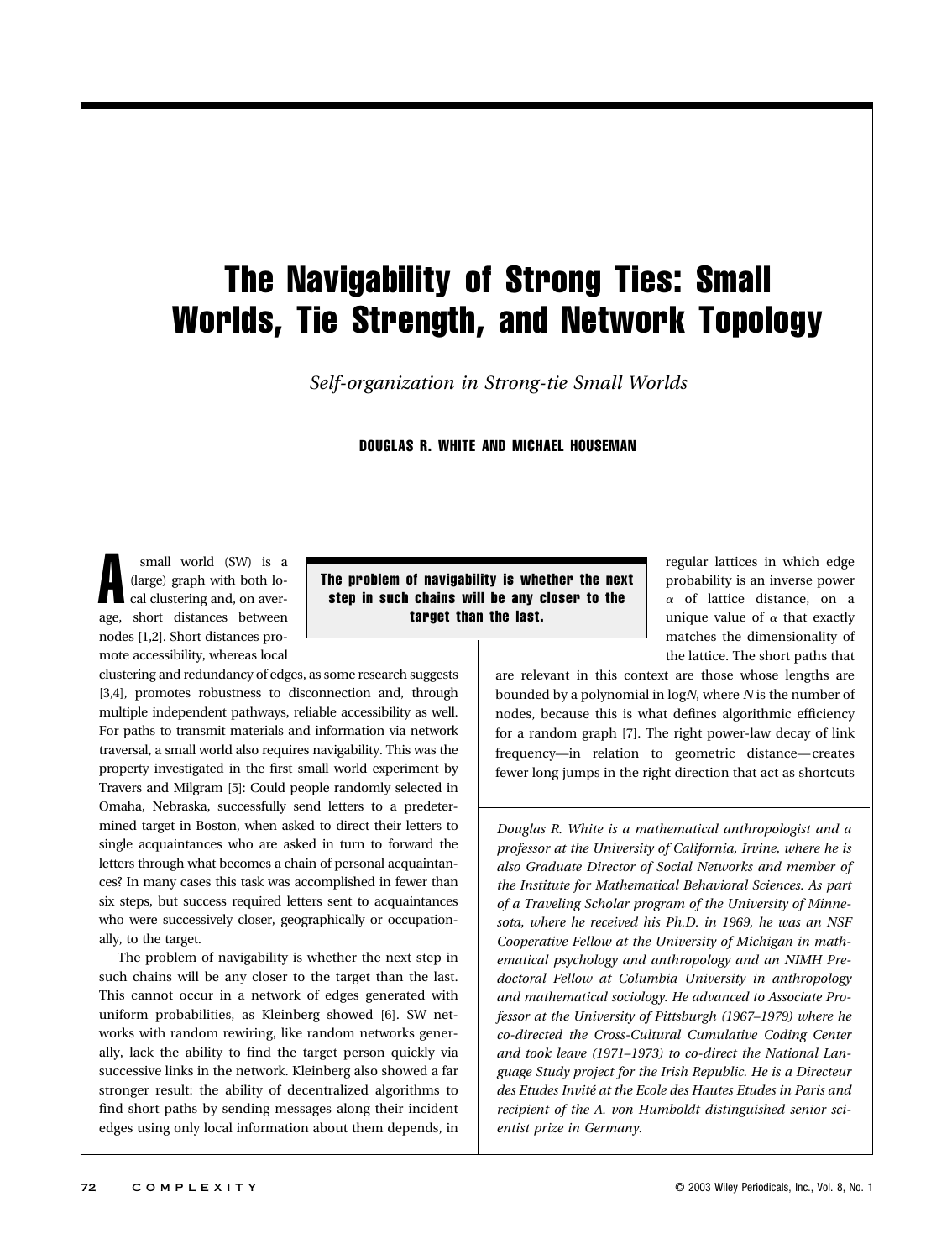# The Navigability of Strong Ties: Small Worlds, Tie Strength, and Network Topology

*Self-organization in Strong-tie Small Worlds*

**DOUGLAS R. WHITE AND MICHAEL HOUSEMAN**

A small world (SW) is a (large) graph with both local clustering and, on average, short distances between nodes [1,2]. Short distances promote accessibility, whereas local clustering and redundancy of edges, as some research suggests [3,4], promotes robustness to disconnection and, through multiple independent pathways, reliable accessibility as well. For paths to transmit materials and information via network traversal, a small world also requires navigability. This was the property investigated in the first small world experiment by Travers and Milgram [5]: Could people randomly selected in Omaha, Nebraska, successfully send letters to a predetermined target in Boston, when asked to direct their letters to single acquaintances who are asked in turn to forward the letters through what becomes a chain of personal acquaintances? In many cases this task was accomplished in fewer than six steps, but success required letters sent to acquaintances who were successively closer, geographically or occupationally, to the target.

The problem of navigability is whether the next step in such chains will be any closer to the target than the last. This cannot occur in a network of edges generated with uniform probabilities, as Kleinberg showed [6]. SW networks with random rewiring, like random networks generally, lack the ability to find the target person quickly via successive links in the network. Kleinberg also showed a far stronger result: the ability of decentralized algorithms to find short paths by sending messages along their incident edges using only local information about them depends, in regular lattices in which edge probability is an inverse power $\alpha$ of lattice distance, on a unique value of $\alpha$ that exactly matches the dimensionality of the lattice. The short paths that are relevant in this context are those whose lengths are bounded by a polynomial in $\log N$, where $N$ is the number of nodes, because this is what defines algorithmic efficiency for a random graph [7]. The right power-law decay of link frequency—in relation to geometric distance—creates fewer long jumps in the right direction that act as shortcuts

> **The problem of navigability is whether the next step in such chains will be any closer to the target than the last.**

*Douglas R. White is a mathematical anthropologist and a professor at the University of California, Irvine, where he is also Graduate Director of Social Networks and member of the Institute for Mathematical Behavioral Sciences. As part of a Traveling Scholar program of the University of Minnesota, where he received his Ph.D. in 1969, he was an NSF Cooperative Fellow at the University of Michigan in mathematical psychology and anthropology and an NIMH Predoctoral Fellow at Columbia University in anthropology and mathematical sociology. He advanced to Associate Professor at the University of Pittsburgh (1967–1979) where he co-directed the Cross-Cultural Cumulative Coding Center and took leave (1971–1973) to co-direct the National Language Study project for the Irish Republic. He is a Directeur des Etudes Invité at the Ecole des Hautes Etudes in Paris and recipient of the A. von Humboldt distinguished senior scientist prize in Germany.*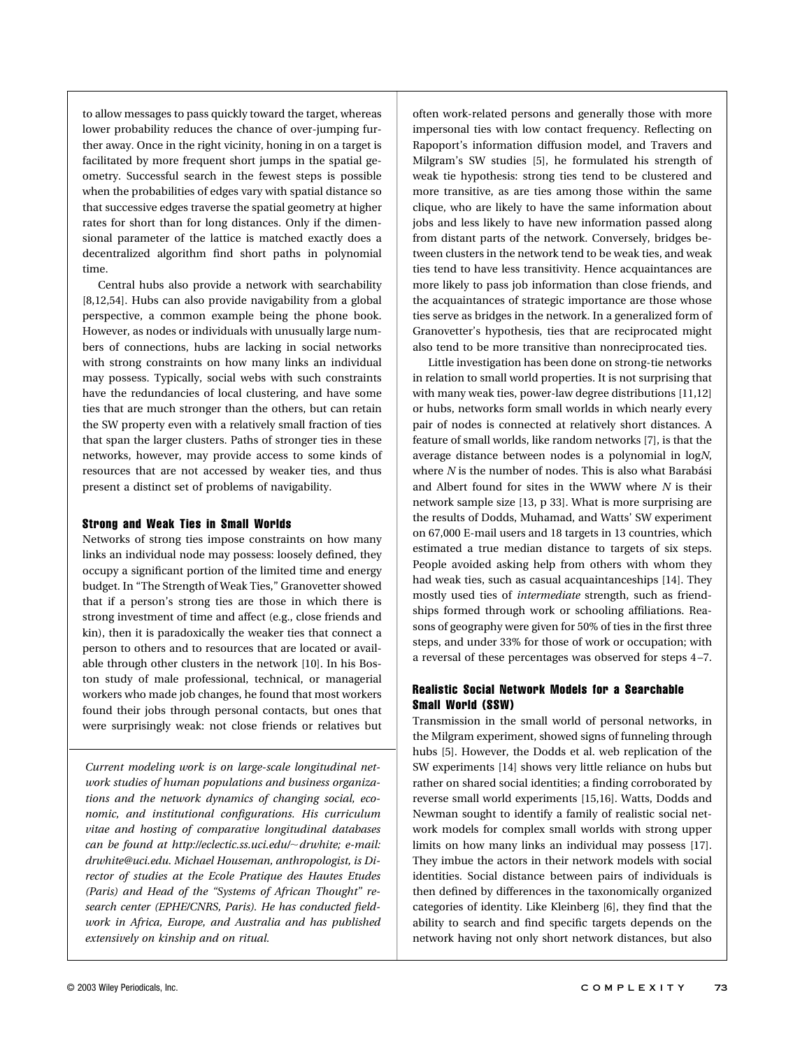to allow messages to pass quickly toward the target, whereas lower probability reduces the chance of over-jumping further away. Once in the right vicinity, honing in on a target is facilitated by more frequent short jumps in the spatial geometry. Successful search in the fewest steps is possible when the probabilities of edges vary with spatial distance so that successive edges traverse the spatial geometry at higher rates for short than for long distances. Only if the dimensional parameter of the lattice is matched exactly does a decentralized algorithm find short paths in polynomial time.

Central hubs also provide a network with searchability [8,12,54]. Hubs can also provide navigability from a global perspective, a common example being the phone book. However, as nodes or individuals with unusually large numbers of connections, hubs are lacking in social networks with strong constraints on how many links an individual may possess. Typically, social webs with such constraints have the redundancies of local clustering, and have some ties that are much stronger than the others, but can retain the SW property even with a relatively small fraction of ties that span the larger clusters. Paths of stronger ties in these networks, however, may provide access to some kinds of resources that are not accessed by weaker ties, and thus present a distinct set of problems of navigability.

### Strong and Weak Ties in Small Worlds

Networks of strong ties impose constraints on how many links an individual node may possess: loosely defined, they occupy a significant portion of the limited time and energy budget. In "The Strength of Weak Ties," Granovetter showed that if a person's strong ties are those in which there is strong investment of time and affect (e.g., close friends and kin), then it is paradoxically the weaker ties that connect a person to others and to resources that are located or available through other clusters in the network [10]. In his Boston study of male professional, technical, or managerial workers who made job changes, he found that most workers found their jobs through personal contacts, but ones that were surprisingly weak: not close friends or relatives but often work-related persons and generally those with more impersonal ties with low contact frequency. Reflecting on Rapoport's information diffusion model, and Travers and Milgram's SW studies [5], he formulated his strength of weak tie hypothesis: strong ties tend to be clustered and more transitive, as are ties among those within the same clique, who are likely to have the same information about jobs and less likely to have new information passed along from distant parts of the network. Conversely, bridges between clusters in the network tend to be weak ties, and weak ties tend to have less transitivity. Hence acquaintances are more likely to pass job information than close friends, and the acquaintances of strategic importance are those whose ties serve as bridges in the network. In a generalized form of Granovetter's hypothesis, ties that are reciprocated might also tend to be more transitive than nonreciprocated ties.

Little investigation has been done on strong-tie networks in relation to small world properties. It is not surprising that with many weak ties, power-law degree distributions [11,12] or hubs, networks form small worlds in which nearly every pair of nodes is connected at relatively short distances. A feature of small worlds, like random networks [7], is that the average distance between nodes is a polynomial in $\log N$, where $N$ is the number of nodes. This is also what Barabási and Albert found for sites in the WWW where $N$ is their network sample size [13, p 33]. What is more surprising are the results of Dodds, Muhamad, and Watts' SW experiment on 67,000 E-mail users and 18 targets in 13 countries, which estimated a true median distance to targets of six steps. People avoided asking help from others with whom they had weak ties, such as casual acquaintanceships [14]. They mostly used ties of *intermediate* strength, such as friendships formed through work or schooling affiliations. Reasons of geography were given for 50% of ties in the first three steps, and under 33% for those of work or occupation; with a reversal of these percentages was observed for steps 4–7.

### Realistic Social Network Models for a Searchable Small World (SSW)

Transmission in the small world of personal networks, in the Milgram experiment, showed signs of funneling through hubs [5]. However, the Dodds et al. web replication of the SW experiments [14] shows very little reliance on hubs but rather on shared social identities; a finding corroborated by reverse small world experiments [15,16]. Watts, Dodds and Newman sought to identify a family of realistic social network models for complex small worlds with strong upper limits on how many links an individual may possess [17]. They imbue the actors in their network models with social identities. Social distance between pairs of individuals is then defined by differences in the taxonomically organized categories of identity. Like Kleinberg [6], they find that the ability to search and find specific targets depends on the network having not only short network distances, but also

*Current modeling work is on large-scale longitudinal network studies of human populations and business organizations and the network dynamics of changing social, economic, and institutional configurations. His curriculum vitae and hosting of comparative longitudinal databases can be found at http://eclectic.ss.uci.edu/~drwhite; e-mail: drwhite@uci.edu. Michael Houseman, anthropologist, is Director of studies at the Ecole Pratique des Hautes Etudes (Paris) and Head of the "Systems of African Thought" research center (EPHE/CNRS, Paris). He has conducted fieldwork in Africa, Europe, and Australia and has published extensively on kinship and on ritual.*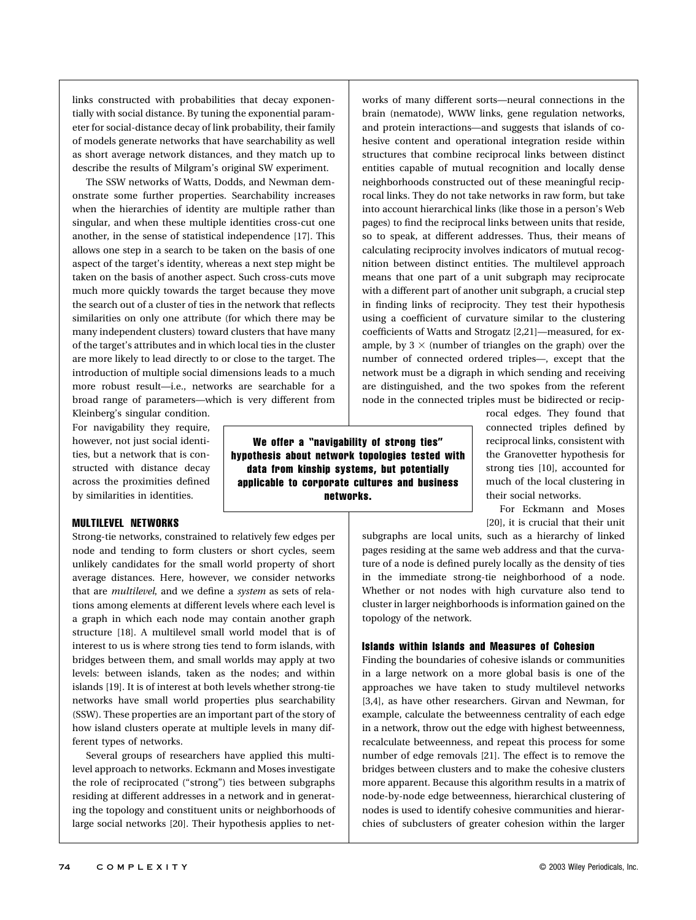links constructed with probabilities that decay exponentially with social distance. By tuning the exponential parameter for social-distance decay of link probability, their family of models generate networks that have searchability as well as short average network distances, and they match up to describe the results of Milgram's original SW experiment.

The SSW networks of Watts, Dodds, and Newman demonstrate some further properties. Searchability increases when the hierarchies of identity are multiple rather than singular, and when these multiple identities cross-cut one another, in the sense of statistical independence [17]. This allows one step in a search to be taken on the basis of one aspect of the target's identity, whereas a next step might be taken on the basis of another aspect. Such cross-cuts move much more quickly towards the target because they move the search out of a cluster of ties in the network that reflects similarities on only one attribute (for which there may be many independent clusters) toward clusters that have many of the target's attributes and in which local ties in the cluster are more likely to lead directly to or close to the target. The introduction of multiple social dimensions leads to a much more robust result—i.e., networks are searchable for a broad range of parameters—which is very different from Kleinberg's singular condition. For navigability they require, however, not just social identities, but a network that is constructed with distance decay across the proximities defined by similarities in identities.

**We offer a "navigability of strong ties" hypothesis about network topologies tested with data from kinship systems, but potentially applicable to corporate cultures and business networks.**

## MULTILEVEL NETWORKS

Strong-tie networks, constrained to relatively few edges per node and tending to form clusters or short cycles, seem unlikely candidates for the small world property of short average distances. Here, however, we consider networks that are *multilevel*, and we define a *system* as sets of relations among elements at different levels where each level is a graph in which each node may contain another graph structure [18]. A multilevel small world model that is of interest to us is where strong ties tend to form islands, with bridges between them, and small worlds may apply at two levels: between islands, taken as the nodes; and within islands [19]. It is of interest at both levels whether strong-tie networks have small world properties plus searchability (SSW). These properties are an important part of the story of how island clusters operate at multiple levels in many different types of networks.

Several groups of researchers have applied this multilevel approach to networks. Eckmann and Moses investigate the role of reciprocated ("strong") ties between subgraphs residing at different addresses in a network and in generating the topology and constituent units or neighborhoods of large social networks [20]. Their hypothesis applies to networks of many different sorts—neural connections in the brain (nematode), WWW links, gene regulation networks, and protein interactions—and suggests that islands of cohesive content and operational integration reside within structures that combine reciprocal links between distinct entities capable of mutual recognition and locally dense neighborhoods constructed out of these meaningful reciprocal links. They do not take networks in raw form, but take into account hierarchical links (like those in a person's Web pages) to find the reciprocal links between units that reside, so to speak, at different addresses. Thus, their means of calculating reciprocity involves indicators of mutual recognition between distinct entities. The multilevel approach means that one part of a unit subgraph may reciprocate with a different part of another unit subgraph, a crucial step in finding links of reciprocity. They test their hypothesis using a coefficient of curvature similar to the clustering coefficients of Watts and Strogatz [2,21]—measured, for example, by $3 \times$ (number of triangles on the graph) over the number of connected ordered triples—, except that the network must be a digraph in which sending and receiving are distinguished, and the two spokes from the referent node in the connected triples must be bidirected or reciprocal edges. They found that connected triples defined by reciprocal links, consistent with the Granovetter hypothesis for strong ties [10], accounted for much of the local clustering in their social networks.

For Eckmann and Moses [20], it is crucial that their unit subgraphs are local units, such as a hierarchy of linked pages residing at the same web address and that the curvature of a node is defined purely locally as the density of ties in the immediate strong-tie neighborhood of a node. Whether or not nodes with high curvature also tend to cluster in larger neighborhoods is information gained on the topology of the network.

### Islands within Islands and Measures of Cohesion

Finding the boundaries of cohesive islands or communities in a large network on a more global basis is one of the approaches we have taken to study multilevel networks [3,4], as have other researchers. Girvan and Newman, for example, calculate the betweenness centrality of each edge in a network, throw out the edge with highest betweenness, recalculate betweenness, and repeat this process for some number of edge removals [21]. The effect is to remove the bridges between clusters and to make the cohesive clusters more apparent. Because this algorithm results in a matrix of node-by-node edge betweenness, hierarchical clustering of nodes is used to identify cohesive communities and hierarchies of subclusters of greater cohesion within the larger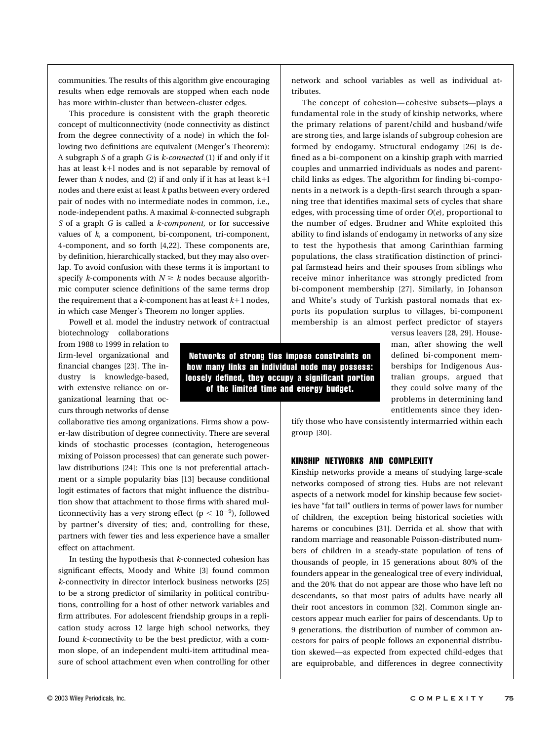communities. The results of this algorithm give encouraging results when edge removals are stopped when each node has more within-cluster than between-cluster edges.

This procedure is consistent with the graph theoretic concept of multiconnectivity (node connectivity as distinct from the degree connectivity of a node) in which the following two definitions are equivalent (Menger's Theorem): A subgraph *S* of a graph *G* is *k-connected* (1) if and only if it has at least k+l nodes and is not separable by removal of fewer than *k* nodes, and (2) if and only if it has at least k+l nodes and there exist at least *k* paths between every ordered pair of nodes with no intermediate nodes in common, i.e., node-independent paths. A maximal *k*-connected subgraph *S* of a graph *G* is called a *k-component*, or for successive values of *k*, a component, bi-component, tri-component, 4-component, and so forth [4,22]. These components are, by definition, hierarchically stacked, but they may also overlap. To avoid confusion with these terms it is important to specify *k*-components with $N \geq k$ nodes because algorithmic computer science definitions of the same terms drop the requirement that a *k*-component has at least $k+1$ nodes, in which case Menger's Theorem no longer applies.

Powell et al. model the industry network of contractual biotechnology collaborations from 1988 to 1999 in relation to firm-level organizational and financial changes [23]. The industry is knowledge-based, with extensive reliance on organizational learning that occurs through networks of dense collaborative ties among organizations. Firms show a power-law distribution of degree connectivity. There are several kinds of stochastic processes (contagion, heterogeneous mixing of Poisson processes) that can generate such power-law distributions [24]: This one is not preferential attachment or a simple popularity bias [13] because conditional logit estimates of factors that might influence the distribution show that attachment to those firms with shared multiconnectivity has a very strong effect ($p < 10^{-9}$), followed by partner's diversity of ties; and, controlling for these, partners with fewer ties and less experience have a smaller effect on attachment.

**Networks of strong ties impose constraints on how many links an individual node may possess: loosely defined, they occupy a significant portion of the limited time and energy budget.**

In testing the hypothesis that *k*-connected cohesion has significant effects, Moody and White [3] found common *k*-connectivity in director interlock business networks [25] to be a strong predictor of similarity in political contributions, controlling for a host of other network variables and firm attributes. For adolescent friendship groups in a replication study across 12 large high school networks, they found *k*-connectivity to be the best predictor, with a common slope, of an independent multi-item attitudinal measure of school attachment even when controlling for other network and school variables as well as individual attributes.

The concept of cohesion—cohesive subsets—plays a fundamental role in the study of kinship networks, where the primary relations of parent/child and husband/wife are strong ties, and large islands of subgroup cohesion are formed by endogamy. Structural endogamy [26] is defined as a bi-component on a kinship graph with married couples and unmarried individuals as nodes and parent-child links as edges. The algorithm for finding bi-components in a network is a depth-first search through a spanning tree that identifies maximal sets of cycles that share edges, with processing time of order $O(e)$, proportional to the number of edges. Brudner and White exploited this ability to find islands of endogamy in networks of any size to test the hypothesis that among Carinthian farming populations, the class stratification distinction of principal farmstead heirs and their spouses from siblings who receive minor inheritance was strongly predicted from bi-component membership [27]. Similarly, in Johanson and White's study of Turkish pastoral nomads that exports its population surplus to villages, bi-component membership is an almost perfect predictor of stayers versus leavers [28, 29]. Houseman, after showing the well defined bi-component memberships for Indigenous Australian groups, argued that they could solve many of the problems in determining land entitlements since they identify those who have consistently intermarried within each group [30].

## KINSHIP NETWORKS AND COMPLEXITY

Kinship networks provide a means of studying large-scale networks composed of strong ties. Hubs are not relevant aspects of a network model for kinship because few societies have "fat tail" outliers in terms of power laws for number of children, the exception being historical societies with harems or concubines [31]. Derrida et al. show that with random marriage and reasonable Poisson-distributed numbers of children in a steady-state population of tens of thousands of people, in 15 generations about 80% of the founders appear in the genealogical tree of every individual, and the 20% that do not appear are those who have left no descendants, so that most pairs of adults have nearly all their root ancestors in common [32]. Common single ancestors appear much earlier for pairs of descendants. Up to 9 generations, the distribution of number of common ancestors for pairs of people follows an exponential distribution skewed—as expected from expected child-edges that are equiprobable, and differences in degree connectivity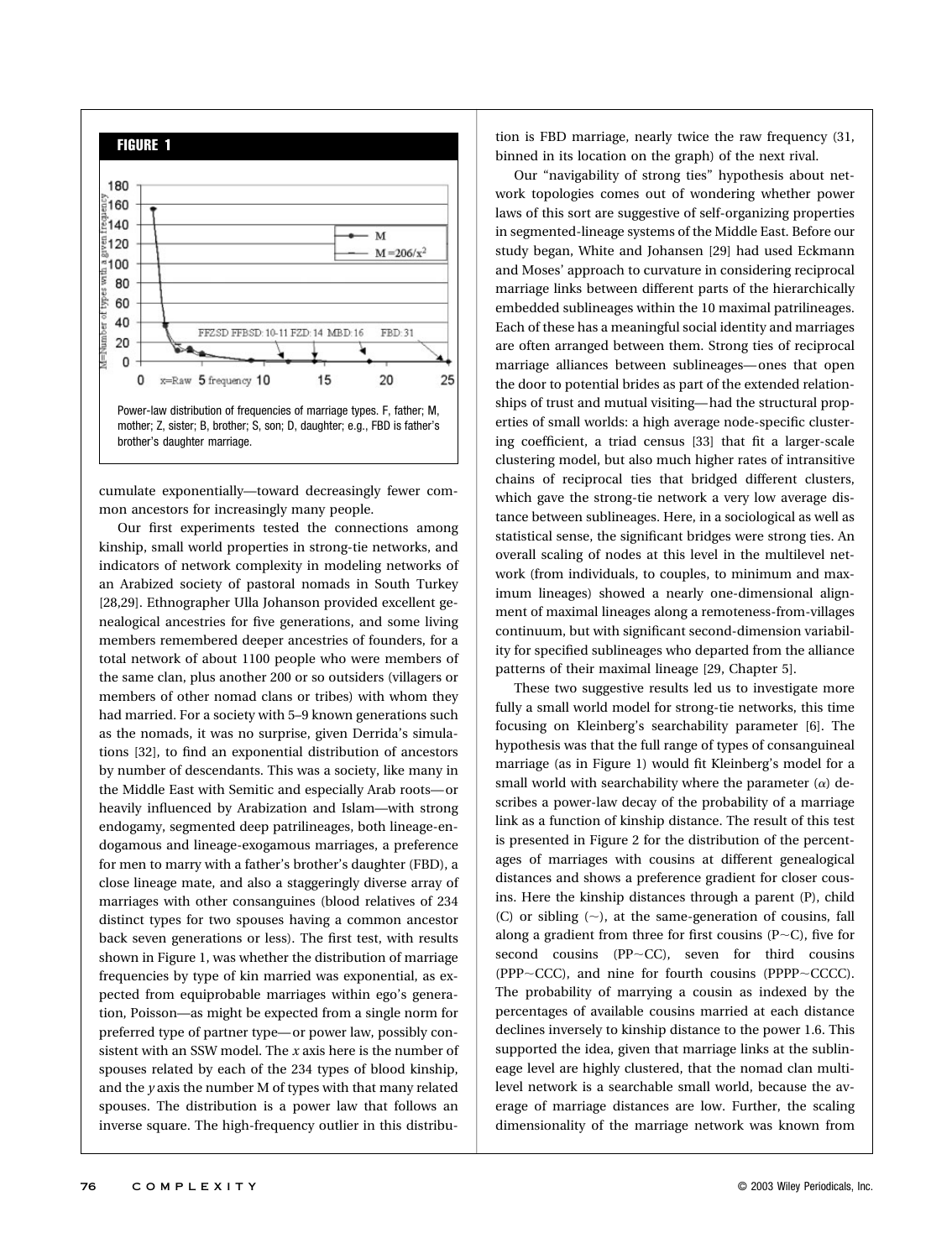**FIGURE 1**

Power-law distribution of frequencies of marriage types. F, father; M, mother; Z, sister; B, brother; S, son; D, daughter; e.g., FBD is father's brother's daughter marriage.

cumulate exponentially—toward decreasingly fewer common ancestors for increasingly many people.

Our first experiments tested the connections among kinship, small world properties in strong-tie networks, and indicators of network complexity in modeling networks of an Arabized society of pastoral nomads in South Turkey [28,29]. Ethnographer Ulla Johanson provided excellent genealogical ancestries for five generations, and some living members remembered deeper ancestries of founders, for a total network of about 1100 people who were members of the same clan, plus another 200 or so outsiders (villagers or members of other nomad clans or tribes) with whom they had married. For a society with 5–9 known generations such as the nomads, it was no surprise, given Derrida's simulations [32], to find an exponential distribution of ancestors by number of descendants. This was a society, like many in the Middle East with Semitic and especially Arab roots—or heavily influenced by Arabization and Islam—with strong endogamy, segmented deep patrilineages, both lineage-endogamous and lineage-exogamous marriages, a preference for men to marry with a father's brother's daughter (FBD), a close lineage mate, and also a staggeringly diverse array of marriages with other consanguines (blood relatives of 234 distinct types for two spouses having a common ancestor back seven generations or less). The first test, with results shown in Figure 1, was whether the distribution of marriage frequencies by type of kin married was exponential, as expected from equiprobable marriages within ego's generation, Poisson—as might be expected from a single norm for preferred type of partner type—or power law, possibly consistent with an SSW model. The *x* axis here is the number of spouses related by each of the 234 types of blood kinship, and the *y* axis the number M of types with that many related spouses. The distribution is a power law that follows an inverse square. The high-frequency outlier in this distribution is FBD marriage, nearly twice the raw frequency (31, binned in its location on the graph) of the next rival.

Our "navigability of strong ties" hypothesis about network topologies comes out of wondering whether power laws of this sort are suggestive of self-organizing properties in segmented-lineage systems of the Middle East. Before our study began, White and Johansen [29] had used Eckmann and Moses' approach to curvature in considering reciprocal marriage links between different parts of the hierarchically embedded sublineages within the 10 maximal patrilineages. Each of these has a meaningful social identity and marriages are often arranged between them. Strong ties of reciprocal marriage alliances between sublineages—ones that open the door to potential brides as part of the extended relationships of trust and mutual visiting—had the structural properties of small worlds: a high average node-specific clustering coefficient, a triad census [33] that fit a larger-scale clustering model, but also much higher rates of intransitive chains of reciprocal ties that bridged different clusters, which gave the strong-tie network a very low average distance between sublineages. Here, in a sociological as well as statistical sense, the significant bridges were strong ties. An overall scaling of nodes at this level in the multilevel network (from individuals, to couples, to minimum and maximum lineages) showed a nearly one-dimensional alignment of maximal lineages along a remoteness-from-villages continuum, but with significant second-dimension variability for specified sublineages who departed from the alliance patterns of their maximal lineage [29, Chapter 5].

These two suggestive results led us to investigate more fully a small world model for strong-tie networks, this time focusing on Kleinberg's searchability parameter [6]. The hypothesis was that the full range of types of consanguineal marriage (as in Figure 1) would fit Kleinberg's model for a small world with searchability where the parameter ($\alpha$) describes a power-law decay of the probability of a marriage link as a function of kinship distance. The result of this test is presented in Figure 2 for the distribution of the percentages of marriages with cousins at different genealogical distances and shows a preference gradient for closer cousins. Here the kinship distances through a parent (P), child (C) or sibling (~), at the same-generation of cousins, fall along a gradient from three for first cousins (P~C), five for second cousins (PP~CC), seven for third cousins (PPP~CCC), and nine for fourth cousins (PPPP~CCCC). The probability of marrying a cousin as indexed by the percentages of available cousins married at each distance declines inversely to kinship distance to the power 1.6. This supported the idea, given that marriage links at the sublineage level are highly clustered, that the nomad clan multilevel network is a searchable small world, because the average of marriage distances are low. Further, the scaling dimensionality of the marriage network was known from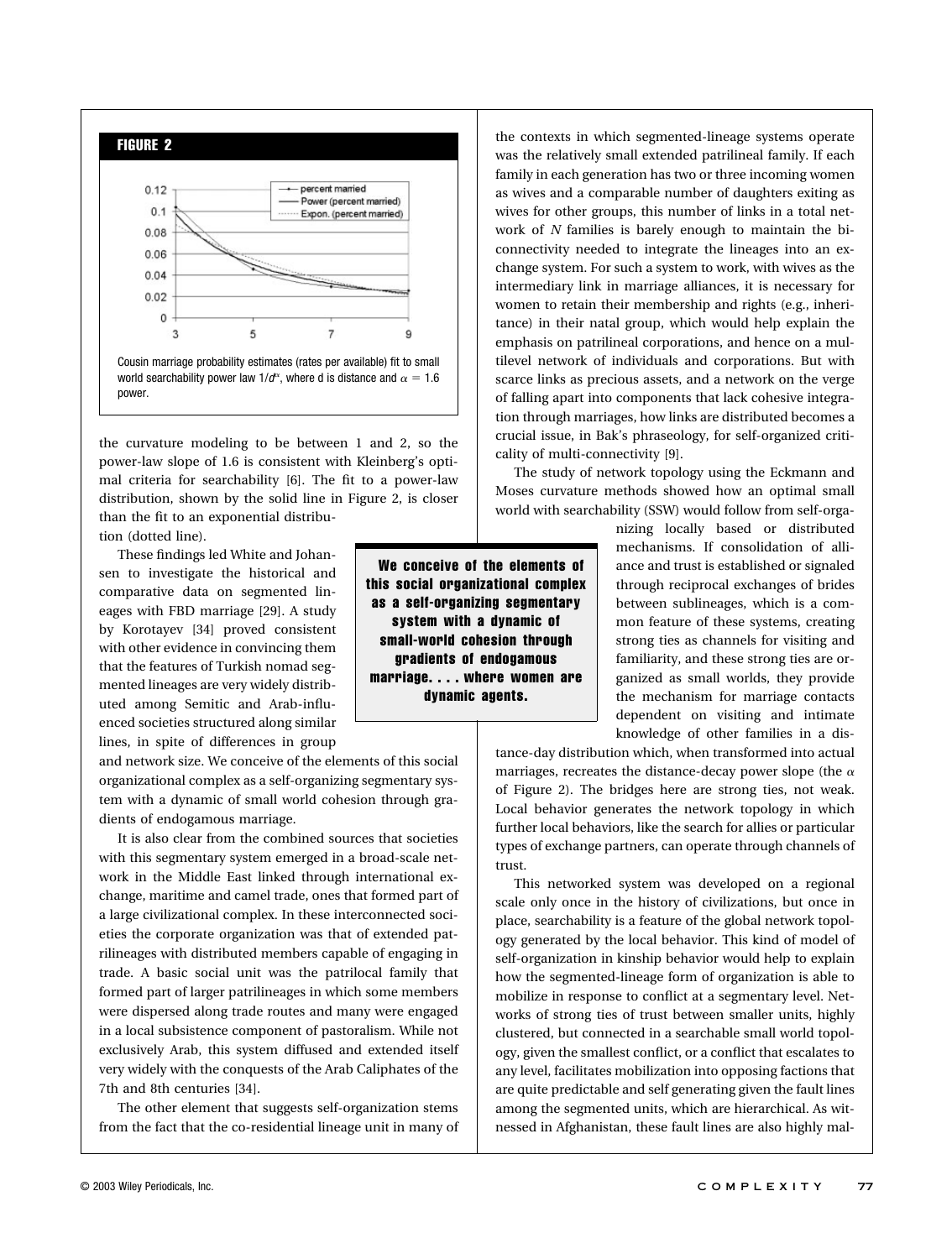**FIGURE 2**

Cousin marriage probability estimates (rates per available) fit to small world searchability power law $1/d^{\alpha}$, where d is distance and $\alpha = 1.6$ power.

the curvature modeling to be between 1 and 2, so the power-law slope of 1.6 is consistent with Kleinberg's optimal criteria for searchability [6]. The fit to a power-law distribution, shown by the solid line in Figure 2, is closer than the fit to an exponential distribution (dotted line).

These findings led White and Johansen to investigate the historical and comparative data on segmented lineages with FBD marriage [29]. A study by Korotayev [34] proved consistent with other evidence in convincing them that the features of Turkish nomad segmented lineages are very widely distributed among Semitic and Arab-influenced societies structured along similar lines, in spite of differences in group and network size. We conceive of the elements of this social organizational complex as a self-organizing segmentary system with a dynamic of small world cohesion through gradients of endogamous marriage.

It is also clear from the combined sources that societies with this segmentary system emerged in a broad-scale network in the Middle East linked through international exchange, maritime and camel trade, ones that formed part of a large civilizational complex. In these interconnected societies the corporate organization was that of extended patrilineages with distributed members capable of engaging in trade. A basic social unit was the patrilocal family that formed part of larger patrilineages in which some members were dispersed along trade routes and many were engaged in a local subsistence component of pastoralism. While not exclusively Arab, this system diffused and extended itself very widely with the conquests of the Arab Caliphates of the 7th and 8th centuries [34].

The other element that suggests self-organization stems from the fact that the co-residential lineage unit in many of the contexts in which segmented-lineage systems operate was the relatively small extended patrilineal family. If each family in each generation has two or three incoming women as wives and a comparable number of daughters exiting as wives for other groups, this number of links in a total network of *N* families is barely enough to maintain the biconnectivity needed to integrate the lineages into an exchange system. For such a system to work, with wives as the intermediary link in marriage alliances, it is necessary for women to retain their membership and rights (e.g., inheritance) in their natal group, which would help explain the emphasis on patrilineal corporations, and hence on a multilevel network of individuals and corporations. But with scarce links as precious assets, and a network on the verge of falling apart into components that lack cohesive integration through marriages, how links are distributed becomes a crucial issue, in Bak's phraseology, for self-organized criticality of multi-connectivity [9].

> **We conceive of the elements of this social organizational complex as a self-organizing segmentary system with a dynamic of small-world cohesion through gradients of endogamous marriage. . . . where women are dynamic agents.**

The study of network topology using the Eckmann and Moses curvature methods showed how an optimal small world with searchability (SSW) would follow from self-organizing locally based or distributed mechanisms. If consolidation of alliance and trust is established or signaled through reciprocal exchanges of brides between sublineages, which is a common feature of these systems, creating strong ties as channels for visiting and familiarity, and these strong ties are organized as small worlds, they provide the mechanism for marriage contacts dependent on visiting and intimate knowledge of other families in a distance-day distribution which, when transformed into actual marriages, recreates the distance-decay power slope (the $\alpha$ of Figure 2). The bridges here are strong ties, not weak. Local behavior generates the network topology in which further local behaviors, like the search for allies or particular types of exchange partners, can operate through channels of trust.

This networked system was developed on a regional scale only once in the history of civilizations, but once in place, searchability is a feature of the global network topology generated by the local behavior. This kind of model of self-organization in kinship behavior would help to explain how the segmented-lineage form of organization is able to mobilize in response to conflict at a segmentary level. Networks of strong ties of trust between smaller units, highly clustered, but connected in a searchable small world topology, given the smallest conflict, or a conflict that escalates to any level, facilitates mobilization into opposing factions that are quite predictable and self generating given the fault lines among the segmented units, which are hierarchical. As witnessed in Afghanistan, these fault lines are also highly mal-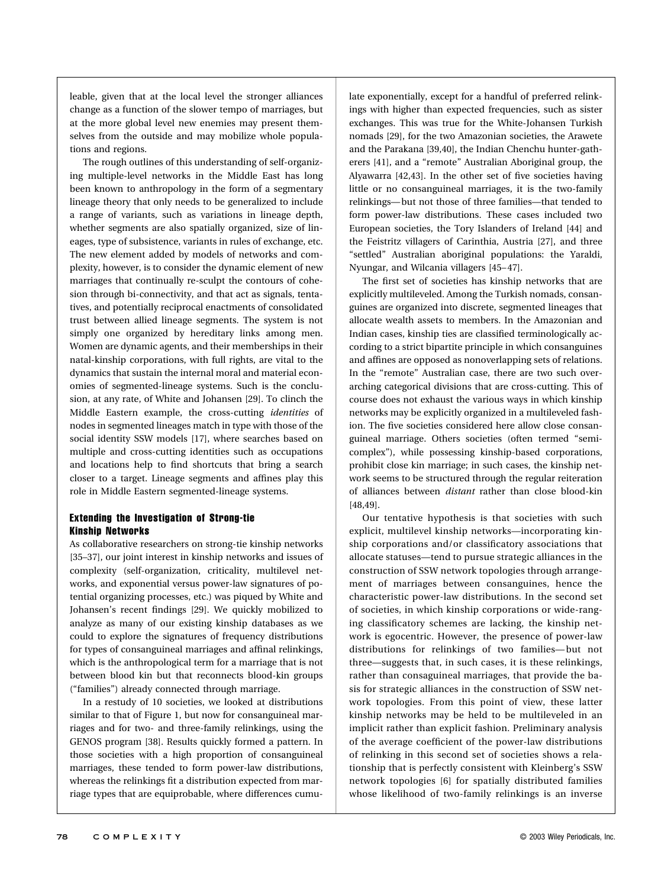leable, given that at the local level the stronger alliances change as a function of the slower tempo of marriages, but at the more global level new enemies may present themselves from the outside and may mobilize whole populations and regions.

The rough outlines of this understanding of self-organizing multiple-level networks in the Middle East has long been known to anthropology in the form of a segmentary lineage theory that only needs to be generalized to include a range of variants, such as variations in lineage depth, whether segments are also spatially organized, size of lineages, type of subsistence, variants in rules of exchange, etc. The new element added by models of networks and complexity, however, is to consider the dynamic element of new marriages that continually re-sculpt the contours of cohesion through bi-connectivity, and that act as signals, tentatives, and potentially reciprocal enactments of consolidated trust between allied lineage segments. The system is not simply one organized by hereditary links among men. Women are dynamic agents, and their memberships in their natal-kinship corporations, with full rights, are vital to the dynamics that sustain the internal moral and material economies of segmented-lineage systems. Such is the conclusion, at any rate, of White and Johansen [29]. To clinch the Middle Eastern example, the cross-cutting *identities* of nodes in segmented lineages match in type with those of the social identity SSW models [17], where searches based on multiple and cross-cutting identities such as occupations and locations help to find shortcuts that bring a search closer to a target. Lineage segments and affines play this role in Middle Eastern segmented-lineage systems.

## Extending the Investigation of Strong-tie Kinship Networks

As collaborative researchers on strong-tie kinship networks [35–37], our joint interest in kinship networks and issues of complexity (self-organization, criticality, multilevel networks, and exponential versus power-law signatures of potential organizing processes, etc.) was piqued by White and Johansen's recent findings [29]. We quickly mobilized to analyze as many of our existing kinship databases as we could to explore the signatures of frequency distributions for types of consanguineal marriages and affinal relinkings, which is the anthropological term for a marriage that is not between blood kin but that reconnects blood-kin groups ("families") already connected through marriage.

In a restudy of 10 societies, we looked at distributions similar to that of Figure 1, but now for consanguineal marriages and for two- and three-family relinkings, using the GENOS program [38]. Results quickly formed a pattern. In those societies with a high proportion of consanguineal marriages, these tended to form power-law distributions, whereas the relinkings fit a distribution expected from marriage types that are equiprobable, where differences cumulate exponentially, except for a handful of preferred relinkings with higher than expected frequencies, such as sister exchanges. This was true for the White-Johansen Turkish nomads [29], for the two Amazonian societies, the Arawete and the Parakana [39,40], the Indian Chenchu hunter-gatherers [41], and a "remote" Australian Aboriginal group, the Alyawarra [42,43]. In the other set of five societies having little or no consanguineal marriages, it is the two-family relinkings—but not those of three families—that tended to form power-law distributions. These cases included two European societies, the Tory Islanders of Ireland [44] and the Feistritz villagers of Carinthia, Austria [27], and three "settled" Australian aboriginal populations: the Yaraldi, Nyungar, and Wilcania villagers [45–47].

The first set of societies has kinship networks that are explicitly multileveled. Among the Turkish nomads, consanguines are organized into discrete, segmented lineages that allocate wealth assets to members. In the Amazonian and Indian cases, kinship ties are classified terminologically according to a strict bipartite principle in which consanguines and affines are opposed as nonoverlapping sets of relations. In the "remote" Australian case, there are two such overarching categorical divisions that are cross-cutting. This of course does not exhaust the various ways in which kinship networks may be explicitly organized in a multileveled fashion. The five societies considered here allow close consanguineal marriage. Others societies (often termed "semi-complex"), while possessing kinship-based corporations, prohibit close kin marriage; in such cases, the kinship network seems to be structured through the regular reiteration of alliances between *distant* rather than close blood-kin [48,49].

Our tentative hypothesis is that societies with such explicit, multilevel kinship networks—incorporating kinship corporations and/or classificatory associations that allocate statuses—tend to pursue strategic alliances in the construction of SSW network topologies through arrangement of marriages between consanguines, hence the characteristic power-law distributions. In the second set of societies, in which kinship corporations or wide-ranging classificatory schemes are lacking, the kinship network is egocentric. However, the presence of power-law distributions for relinkings of two families—but not three—suggests that, in such cases, it is these relinkings, rather than consaguineal marriages, that provide the basis for strategic alliances in the construction of SSW network topologies. From this point of view, these latter kinship networks may be held to be multileveled in an implicit rather than explicit fashion. Preliminary analysis of the average coefficient of the power-law distributions of relinking in this second set of societies shows a relationship that is perfectly consistent with Kleinberg's SSW network topologies [6] for spatially distributed families whose likelihood of two-family relinkings is an inverse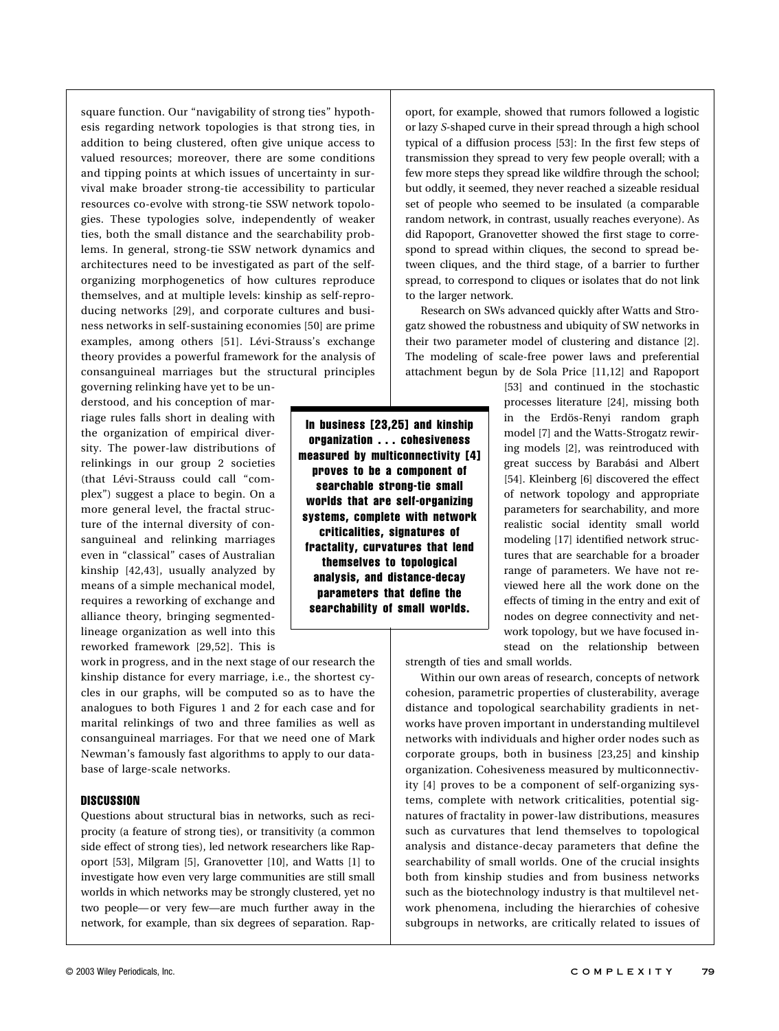square function. Our "navigability of strong ties" hypothesis regarding network topologies is that strong ties, in addition to being clustered, often give unique access to valued resources; moreover, there are some conditions and tipping points at which issues of uncertainty in survival make broader strong-tie accessibility to particular resources co-evolve with strong-tie SSW network topologies. These typologies solve, independently of weaker ties, both the small distance and the searchability problems. In general, strong-tie SSW network dynamics and architectures need to be investigated as part of the self-organizing morphogenetics of how cultures reproduce themselves, and at multiple levels: kinship as self-reproducing networks [29], and corporate cultures and business networks in self-sustaining economies [50] are prime examples, among others [51]. Lévi-Strauss's exchange theory provides a powerful framework for the analysis of consanguineal marriages but the structural principles governing relinking have yet to be understood, and his conception of marriage rules falls short in dealing with the organization of empirical diversity. The power-law distributions of relinkings in our group 2 societies (that Lévi-Strauss could call "complex") suggest a place to begin. On a more general level, the fractal structure of the internal diversity of consanguineal and relinking marriages even in "classical" cases of Australian kinship [42,43], usually analyzed by means of a simple mechanical model, requires a reworking of exchange and alliance theory, bringing segmented-lineage organization as well into this reworked framework [29,52]. This is work in progress, and in the next stage of our research the kinship distance for every marriage, i.e., the shortest cycles in our graphs, will be computed so as to have the analogues to both Figures 1 and 2 for each case and for marital relinkings of two and three families as well as consanguineal marriages. For that we need one of Mark Newman's famously fast algorithms to apply to our database of large-scale networks.

> **In business [23,25] and kinship organization . . . cohesiveness measured by multiconnectivity [4] proves to be a component of searchable strong-tie small worlds that are self-organizing systems, complete with network criticalities, signatures of fractality, curvatures that lend themselves to topological analysis, and distance-decay parameters that define the searchability of small worlds.**

## DISCUSSION

Questions about structural bias in networks, such as reciprocity (a feature of strong ties), or transitivity (a common side effect of strong ties), led network researchers like Rapoport [53], Milgram [5], Granovetter [10], and Watts [1] to investigate how even very large communities are still small worlds in which networks may be strongly clustered, yet no two people—or very few—are much further away in the network, for example, than six degrees of separation. Rapoport, for example, showed that rumors followed a logistic or lazy *S*-shaped curve in their spread through a high school typical of a diffusion process [53]: In the first few steps of transmission they spread to very few people overall; with a few more steps they spread like wildfire through the school; but oddly, it seemed, they never reached a sizeable residual set of people who seemed to be insulated (a comparable random network, in contrast, usually reaches everyone). As did Rapoport, Granovetter showed the first stage to correspond to spread within cliques, the second to spread between cliques, and the third stage, of a barrier to further spread, to correspond to cliques or isolates that do not link to the larger network.

Research on SWs advanced quickly after Watts and Strogatz showed the robustness and ubiquity of SW networks in their two parameter model of clustering and distance [2]. The modeling of scale-free power laws and preferential attachment begun by de Sola Price [11,12] and Rapoport [53] and continued in the stochastic processes literature [24], missing both in the Erdös-Renyi random graph model [7] and the Watts-Strogatz rewiring models [2], was reintroduced with great success by Barabási and Albert [54]. Kleinberg [6] discovered the effect of network topology and appropriate parameters for searchability, and more realistic social identity small world modeling [17] identified network structures that are searchable for a broader range of parameters. We have not reviewed here all the work done on the effects of timing in the entry and exit of nodes on degree connectivity and network topology, but we have focused instead on the relationship between strength of ties and small worlds.

Within our own areas of research, concepts of network cohesion, parametric properties of clusterability, average distance and topological searchability gradients in networks have proven important in understanding multilevel networks with individuals and higher order nodes such as corporate groups, both in business [23,25] and kinship organization. Cohesiveness measured by multiconnectivity [4] proves to be a component of self-organizing systems, complete with network criticalities, potential signatures of fractality in power-law distributions, measures such as curvatures that lend themselves to topological analysis and distance-decay parameters that define the searchability of small worlds. One of the crucial insights both from kinship studies and from business networks such as the biotechnology industry is that multilevel network phenomena, including the hierarchies of cohesive subgroups in networks, are critically related to issues of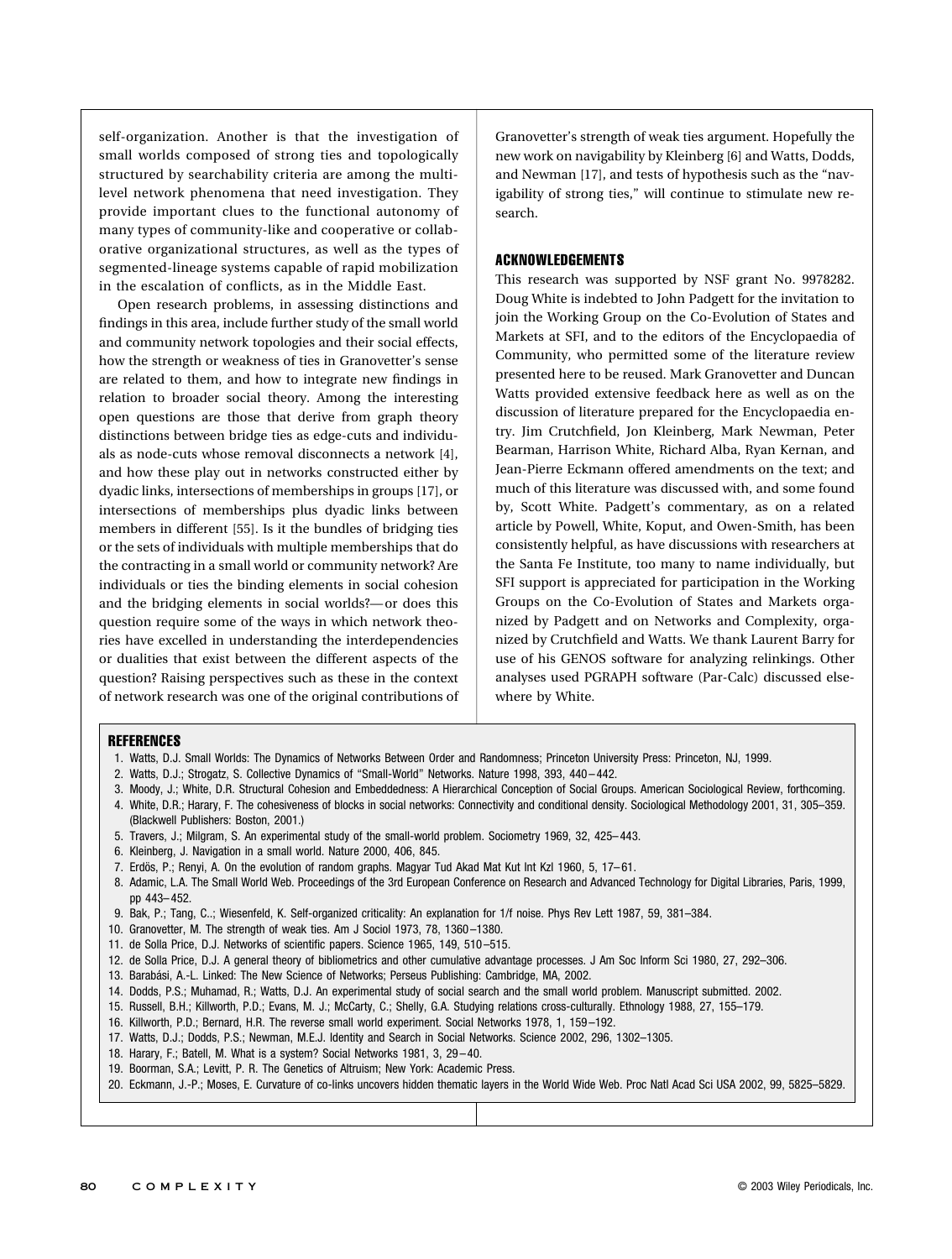self-organization. Another is that the investigation of small worlds composed of strong ties and topologically structured by searchability criteria are among the multilevel network phenomena that need investigation. They provide important clues to the functional autonomy of many types of community-like and cooperative or collaborative organizational structures, as well as the types of segmented-lineage systems capable of rapid mobilization in the escalation of conflicts, as in the Middle East.

Open research problems, in assessing distinctions and findings in this area, include further study of the small world and community network topologies and their social effects, how the strength or weakness of ties in Granovetter's sense are related to them, and how to integrate new findings in relation to broader social theory. Among the interesting open questions are those that derive from graph theory distinctions between bridge ties as edge-cuts and individuals as node-cuts whose removal disconnects a network [4], and how these play out in networks constructed either by dyadic links, intersections of memberships in groups [17], or intersections of memberships plus dyadic links between members in different [55]. Is it the bundles of bridging ties or the sets of individuals with multiple memberships that do the contracting in a small world or community network? Are individuals or ties the binding elements in social cohesion and the bridging elements in social worlds?—or does this question require some of the ways in which network theories have excelled in understanding the interdependencies or dualities that exist between the different aspects of the question? Raising perspectives such as these in the context of network research was one of the original contributions of Granovetter's strength of weak ties argument. Hopefully the new work on navigability by Kleinberg [6] and Watts, Dodds, and Newman [17], and tests of hypothesis such as the "navigability of strong ties," will continue to stimulate new research.

## ACKNOWLEDGEMENTS

This research was supported by NSF grant No. 9978282. Doug White is indebted to John Padgett for the invitation to join the Working Group on the Co-Evolution of States and Markets at SFI, and to the editors of the Encyclopaedia of Community, who permitted some of the literature review presented here to be reused. Mark Granovetter and Duncan Watts provided extensive feedback here as well as on the discussion of literature prepared for the Encyclopaedia entry. Jim Crutchfield, Jon Kleinberg, Mark Newman, Peter Bearman, Harrison White, Richard Alba, Ryan Kernan, and Jean-Pierre Eckmann offered amendments on the text; and much of this literature was discussed with, and some found by, Scott White. Padgett's commentary, as on a related article by Powell, White, Koput, and Owen-Smith, has been consistently helpful, as have discussions with researchers at the Santa Fe Institute, too many to name individually, but SFI support is appreciated for participation in the Working Groups on the Co-Evolution of States and Markets organized by Padgett and on Networks and Complexity, organized by Crutchfield and Watts. We thank Laurent Barry for use of his GENOS software for analyzing relinkings. Other analyses used PGRAPH software (Par-Calc) discussed elsewhere by White.

## REFERENCES

1. Watts, D.J. Small Worlds: The Dynamics of Networks Between Order and Randomness; Princeton University Press: Princeton, NJ, 1999.
2. Watts, D.J.; Strogatz, S. Collective Dynamics of "Small-World" Networks. Nature 1998, 393, 440–442.
3. Moody, J.; White, D.R. Structural Cohesion and Embeddedness: A Hierarchical Conception of Social Groups. American Sociological Review, forthcoming.
4. White, D.R.; Harary, F. The cohesiveness of blocks in social networks: Connectivity and conditional density. Sociological Methodology 2001, 31, 305–359. (Blackwell Publishers: Boston, 2001.)
5. Travers, J.; Milgram, S. An experimental study of the small-world problem. Sociometry 1969, 32, 425–443.
6. Kleinberg, J. Navigation in a small world. Nature 2000, 406, 845.
7. Erdös, P.; Renyi, A. On the evolution of random graphs. Magyar Tud Akad Mat Kut Int Kzl 1960, 5, 17–61.
8. Adamic, L.A. The Small World Web. Proceedings of the 3rd European Conference on Research and Advanced Technology for Digital Libraries, Paris, 1999, pp 443–452.
9. Bak, P.; Tang, C..; Wiesenfeld, K. Self-organized criticality: An explanation for 1/f noise. Phys Rev Lett 1987, 59, 381–384.
10. Granovetter, M. The strength of weak ties. Am J Sociol 1973, 78, 1360–1380.
11. de Solla Price, D.J. Networks of scientific papers. Science 1965, 149, 510–515.
12. de Solla Price, D.J. A general theory of bibliometrics and other cumulative advantage processes. J Am Soc Inform Sci 1980, 27, 292–306.
13. Barabási, A.-L. Linked: The New Science of Networks; Perseus Publishing: Cambridge, MA, 2002.
14. Dodds, P.S.; Muhamad, R.; Watts, D.J. An experimental study of social search and the small world problem. Manuscript submitted. 2002.
15. Russell, B.H.; Killworth, P.D.; Evans, M. J.; McCarty, C.; Shelly, G.A. Studying relations cross-culturally. Ethnology 1988, 27, 155–179.
16. Killworth, P.D.; Bernard, H.R. The reverse small world experiment. Social Networks 1978, 1, 159–192.
17. Watts, D.J.; Dodds, P.S.; Newman, M.E.J. Identity and Search in Social Networks. Science 2002, 296, 1302–1305.
18. Harary, F.; Batell, M. What is a system? Social Networks 1981, 3, 29–40.
19. Boorman, S.A.; Levitt, P. R. The Genetics of Altruism; New York: Academic Press.
20. Eckmann, J.-P.; Moses, E. Curvature of co-links uncovers hidden thematic layers in the World Wide Web. Proc Natl Acad Sci USA 2002, 99, 5825–5829.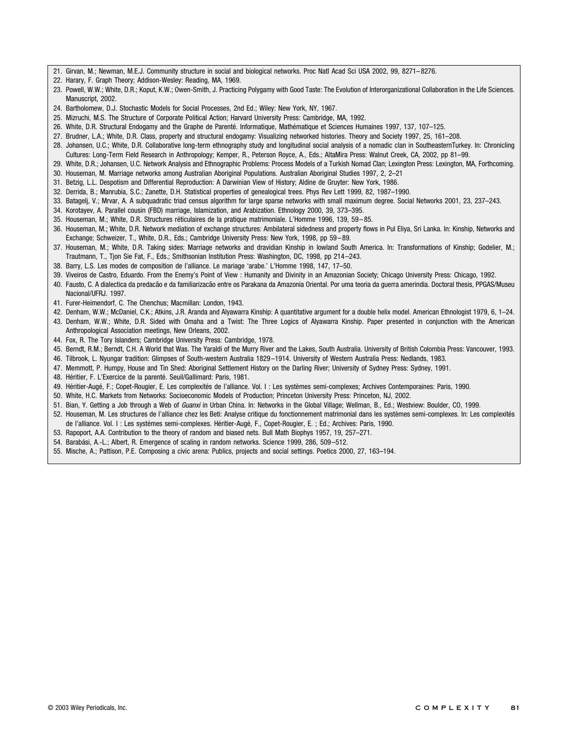21. Girvan, M.; Newman, M.E.J. Community structure in social and biological networks. Proc Natl Acad Sci USA 2002, 99, 8271–8276.
22. Harary, F. Graph Theory; Addison-Wesley: Reading, MA, 1969.
23. Powell, W.W.; White, D.R.; Koput, K.W.; Owen-Smith, J. Practicing Polygamy with Good Taste: The Evolution of Interorganizational Collaboration in the Life Sciences. Manuscript, 2002.
24. Bartholomew, D.J. Stochastic Models for Social Processes, 2nd Ed.; Wiley: New York, NY, 1967.
25. Mizruchi, M.S. The Structure of Corporate Political Action; Harvard University Press: Cambridge, MA, 1992.
26. White, D.R. Structural Endogamy and the Graphe de Parenté. Informatique, Mathématique et Sciences Humaines 1997, 137, 107–125.
27. Brudner, L.A.; White, D.R. Class, property and structural endogamy: Visualizing networked histories. Theory and Society 1997, 25, 161–208.
28. Johansen, U.C.; White, D.R. Collaborative long-term ethnography study and longitudinal social analysis of a nomadic clan in SoutheasternTurkey. In: Chronicling Cultures: Long-Term Field Research in Anthropology; Kemper, R., Peterson Royce, A., Eds.; AltaMira Press: Walnut Creek, CA, 2002, pp 81–99.
29. White, D.R.; Johansen, U.C. Network Analysis and Ethnographic Problems: Process Models of a Turkish Nomad Clan; Lexington Press: Lexington, MA, Forthcoming.
30. Houseman, M. Marriage networks among Australian Aboriginal Populations. Australian Aboriginal Studies 1997, 2, 2–21
31. Betzig, L.L. Despotism and Differential Reproduction: A Darwinian View of History; Aldine de Gruyter: New York, 1986.
32. Derrida, B.; Manrubia, S.C.; Zanette, D.H. Statistical properties of genealogical trees. Phys Rev Lett 1999, 82, 1987–1990.
33. Batagelj, V.; Mrvar, A. A subquadratic triad census algorithm for large sparse networks with small maximum degree. Social Networks 2001, 23, 237–243.
34. Korotayev, A. Parallel cousin (FBD) marriage, Islamization, and Arabization. Ethnology 2000, 39, 373–395.
35. Houseman, M.; White, D.R. Structures réticulaires de la pratique matrimoniale. L'Homme 1996, 139, 59–85.
36. Houseman, M.; White, D.R. Network mediation of exchange structures: Ambilateral sidedness and property flows in Pul Eliya, Sri Lanka. In: Kinship, Networks and Exchange; Schweizer, T., White, D.R., Eds.; Cambridge University Press: New York, 1998, pp 59–89.
37. Houseman, M.; White, D.R. Taking sides: Marriage networks and dravidian Kinship in lowland South America. In: Transformations of Kinship; Godelier, M.; Trautmann, T., Tjon Sie Fat, F., Eds.; Smithsonian Institution Press: Washington, DC, 1998, pp 214–243.
38. Barry, L.S. Les modes de composition de l'alliance. Le mariage 'arabe.' L'Homme 1998, 147, 17–50.
39. Viveiros de Castro, Eduardo. From the Enemy's Point of View : Humanity and Divinity in an Amazonian Society; Chicago University Press: Chicago, 1992.
40. Fausto, C. A dialectica da predacão e da familiarizacão entre os Parakana da Amazonia Oriental. Por uma teoria da guerra amerindia. Doctoral thesis, PPGAS/Museu Nacional/UFRJ. 1997.
41. Furer-Heimendorf, C. The Chenchus; Macmillan: London, 1943.
42. Denham, W.W.; McDaniel, C.K.; Atkins, J.R. Aranda and Alyawarra Kinship: A quantitative argument for a double helix model. American Ethnologist 1979, 6, 1–24.
43. Denham, W.W.; White, D.R. Sided with Omaha and a Twist: The Three Logics of Alyawarra Kinship. Paper presented in conjunction with the American Anthropological Association meetings, New Orleans, 2002.
44. Fox, R. The Tory Islanders; Cambridge University Press: Cambridge, 1978.
45. Berndt, R.M.; Berndt, C.H. A World that Was. The Yaraldi of the Murry River and the Lakes, South Australia. University of British Colombia Press: Vancouver, 1993.
46. Tilbrook, L. Nyungar tradition: Glimpses of South-western Australia 1829–1914. University of Western Australia Press: Nedlands, 1983.
47. Memmott, P. Humpy, House and Tin Shed: Aboriginal Settlement History on the Darling River; University of Sydney Press: Sydney, 1991.
48. Héritier, F. L'Exercice de la parenté. Seuil/Gallimard: Paris, 1981.
49. Héritier-Augé, F.; Copet-Rougier, E. Les complexités de l'alliance. Vol. I : Les systèmes semi-complexes; Archives Contemporaines: Paris, 1990.
50. White, H.C. Markets from Networks: Socioeconomic Models of Production; Princeton University Press: Princeton, NJ, 2002.
51. Bian, Y. Getting a Job through a Web of *Guanxi* in Urban China. In: Networks in the Global Village; Wellman, B., Ed.; Westview: Boulder, CO, 1999.
52. Houseman, M. Les structures de l'alliance chez les Beti: Analyse critique du fonctionnement matrimonial dans les systèmes semi-complexes. In: Les complexités de l'alliance. Vol. I : Les systémes semi-complexes. Héritier-Augé, F., Copet-Rougier, E. ; Ed.; Archives: Paris, 1990.
53. Rapoport, A.A. Contribution to the theory of random and biased nets. Bull Math Biophys 1957, 19, 257–271.
54. Barabási, A.-L.; Albert, R. Emergence of scaling in random networks. Science 1999, 286, 509–512.
55. Mische, A.; Pattison, P.E. Composing a civic arena: Publics, projects and social settings. Poetics 2000, 27, 163–194.